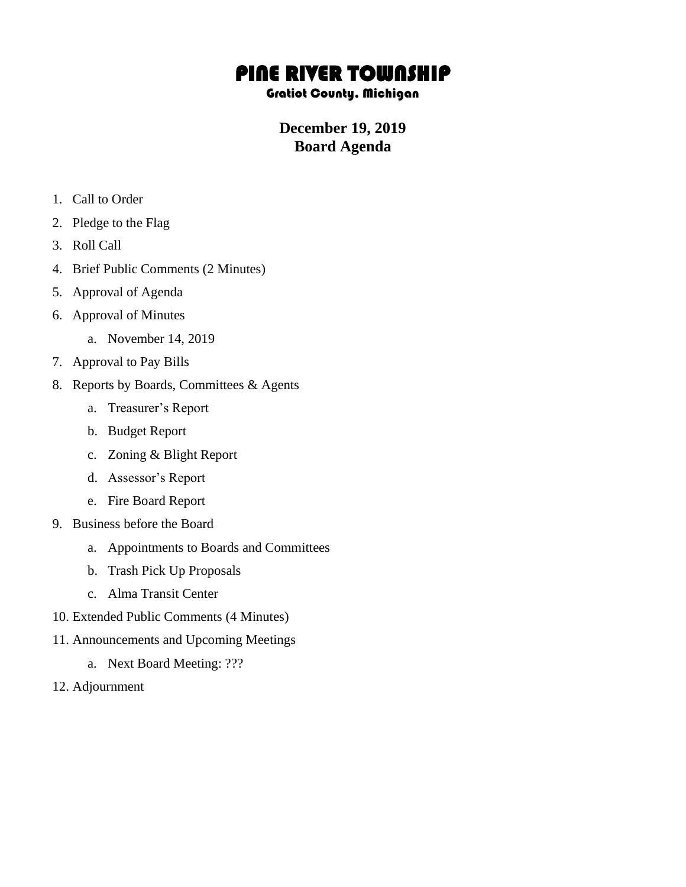# PINE RIVER TOWNSHIP

### Gratiot County, Michigan

## December 19, 2019
## Board Agenda

1. Call to Order
2. Pledge to the Flag
3. Roll Call
4. Brief Public Comments (2 Minutes)
5. Approval of Agenda
6. Approval of Minutes
    a. November 14, 2019
7. Approval to Pay Bills
8. Reports by Boards, Committees & Agents
    a. Treasurer's Report
    b. Budget Report
    c. Zoning & Blight Report
    d. Assessor's Report
    e. Fire Board Report
9. Business before the Board
    a. Appointments to Boards and Committees
    b. Trash Pick Up Proposals
    c. Alma Transit Center
10. Extended Public Comments (4 Minutes)
11. Announcements and Upcoming Meetings
    a. Next Board Meeting: ???
12. Adjournment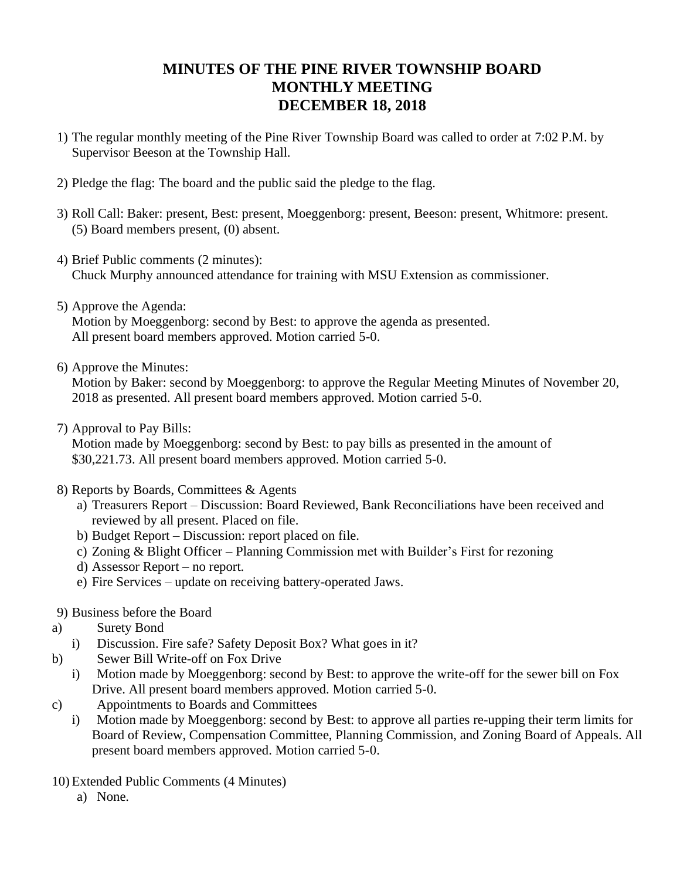# MINUTES OF THE PINE RIVER TOWNSHIP BOARD
# MONTHLY MEETING
# DECEMBER 18, 2018

1) The regular monthly meeting of the Pine River Township Board was called to order at 7:02 P.M. by Supervisor Beeson at the Township Hall.

2) Pledge the flag: The board and the public said the pledge to the flag.

3) Roll Call: Baker: present, Best: present, Moeggenborg: present, Beeson: present, Whitmore: present. (5) Board members present, (0) absent.

4) Brief Public comments (2 minutes):
   Chuck Murphy announced attendance for training with MSU Extension as commissioner.

5) Approve the Agenda:
   Motion by Moeggenborg: second by Best: to approve the agenda as presented.
   All present board members approved. Motion carried 5-0.

6) Approve the Minutes:
   Motion by Baker: second by Moeggenborg: to approve the Regular Meeting Minutes of November 20, 2018 as presented. All present board members approved. Motion carried 5-0.

7) Approval to Pay Bills:
   Motion made by Moeggenborg: second by Best: to pay bills as presented in the amount of $30,221.73. All present board members approved. Motion carried 5-0.

8) Reports by Boards, Committees & Agents
   a) Treasurers Report – Discussion: Board Reviewed, Bank Reconciliations have been received and reviewed by all present. Placed on file.
   b) Budget Report – Discussion: report placed on file.
   c) Zoning & Blight Officer – Planning Commission met with Builder's First for rezoning
   d) Assessor Report – no report.
   e) Fire Services – update on receiving battery-operated Jaws.

9) Business before the Board
   a) Surety Bond
      i) Discussion. Fire safe? Safety Deposit Box? What goes in it?
   b) Sewer Bill Write-off on Fox Drive
      i) Motion made by Moeggenborg: second by Best: to approve the write-off for the sewer bill on Fox Drive. All present board members approved. Motion carried 5-0.
   c) Appointments to Boards and Committees
      i) Motion made by Moeggenborg: second by Best: to approve all parties re-upping their term limits for Board of Review, Compensation Committee, Planning Commission, and Zoning Board of Appeals. All present board members approved. Motion carried 5-0.

10) Extended Public Comments (4 Minutes)
    a) None.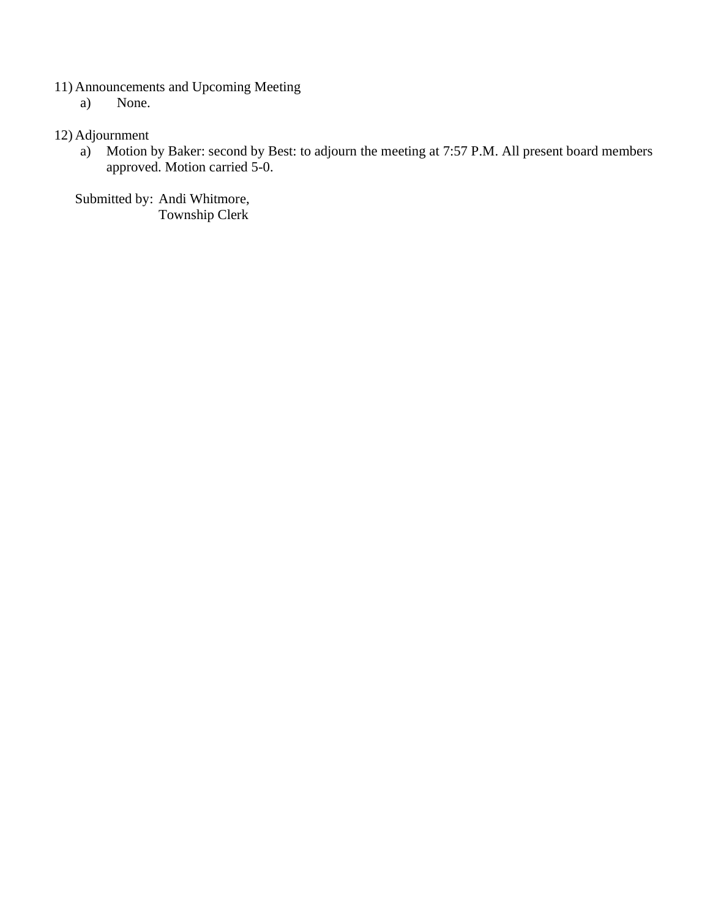11) Announcements and Upcoming Meeting
   a) None.

12) Adjournment
   a) Motion by Baker: second by Best: to adjourn the meeting at 7:57 P.M. All present board members approved. Motion carried 5-0.

Submitted by: Andi Whitmore,
Township Clerk